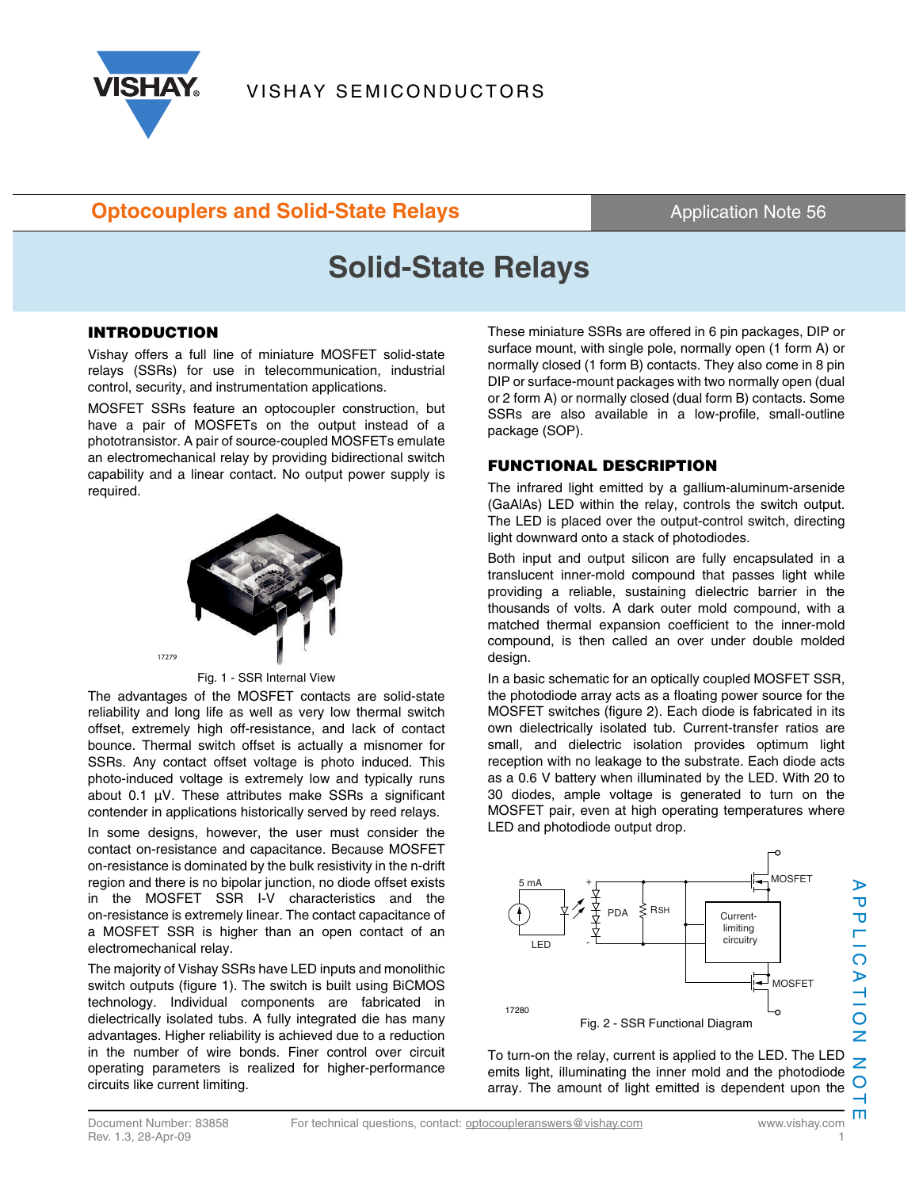Optocouplers and Solid-State Relays

Application Note 56

# Solid-State Relays

## INTRODUCTION

Vishay offers a full line of miniature MOSFET solid-state relays (SSRs) for use in telecommunication, industrial control, security, and instrumentation applications.

MOSFET SSRs feature an optocoupler construction, but have a pair of MOSFETs on the output instead of a phototransistor. A pair of source-coupled MOSFETs emulate an electromechanical relay by providing bidirectional switch capability and a linear contact. No output power supply is required.

Fig. 1 - SSR Internal View

The advantages of the MOSFET contacts are solid-state reliability and long life as well as very low thermal switch offset, extremely high off-resistance, and lack of contact bounce. Thermal switch offset is actually a misnomer for SSRs. Any contact offset voltage is photo induced. This photo-induced voltage is extremely low and typically runs about 0.1 µV. These attributes make SSRs a significant contender in applications historically served by reed relays.

In some designs, however, the user must consider the contact on-resistance and capacitance. Because MOSFET on-resistance is dominated by the bulk resistivity in the n-drift region and there is no bipolar junction, no diode offset exists in the MOSFET SSR I-V characteristics and the on-resistance is extremely linear. The contact capacitance of a MOSFET SSR is higher than an open contact of an electromechanical relay.

The majority of Vishay SSRs have LED inputs and monolithic switch outputs (figure 1). The switch is built using BiCMOS technology. Individual components are fabricated in dielectrically isolated tubs. A fully integrated die has many advantages. Higher reliability is achieved due to a reduction in the number of wire bonds. Finer control over circuit operating parameters is realized for higher-performance circuits like current limiting.

These miniature SSRs are offered in 6 pin packages, DIP or surface mount, with single pole, normally open (1 form A) or normally closed (1 form B) contacts. They also come in 8 pin DIP or surface-mount packages with two normally open (dual or 2 form A) or normally closed (dual form B) contacts. Some SSRs are also available in a low-profile, small-outline package (SOP).

## FUNCTIONAL DESCRIPTION

The infrared light emitted by a gallium-aluminum-arsenide (GaAlAs) LED within the relay, controls the switch output. The LED is placed over the output-control switch, directing light downward onto a stack of photodiodes.

Both input and output silicon are fully encapsulated in a translucent inner-mold compound that passes light while providing a reliable, sustaining dielectric barrier in the thousands of volts. A dark outer mold compound, with a matched thermal expansion coefficient to the inner-mold compound, is then called an over under double molded design.

In a basic schematic for an optically coupled MOSFET SSR, the photodiode array acts as a floating power source for the MOSFET switches (figure 2). Each diode is fabricated in its own dielectrically isolated tub. Current-transfer ratios are small, and dielectric isolation provides optimum light reception with no leakage to the substrate. Each diode acts as a 0.6 V battery when illuminated by the LED. With 20 to 30 diodes, ample voltage is generated to turn on the MOSFET pair, even at high operating temperatures where LED and photodiode output drop.

Fig. 2 - SSR Functional Diagram

To turn-on the relay, current is applied to the LED. The LED emits light, illuminating the inner mold and the photodiode array. The amount of light emitted is dependent upon the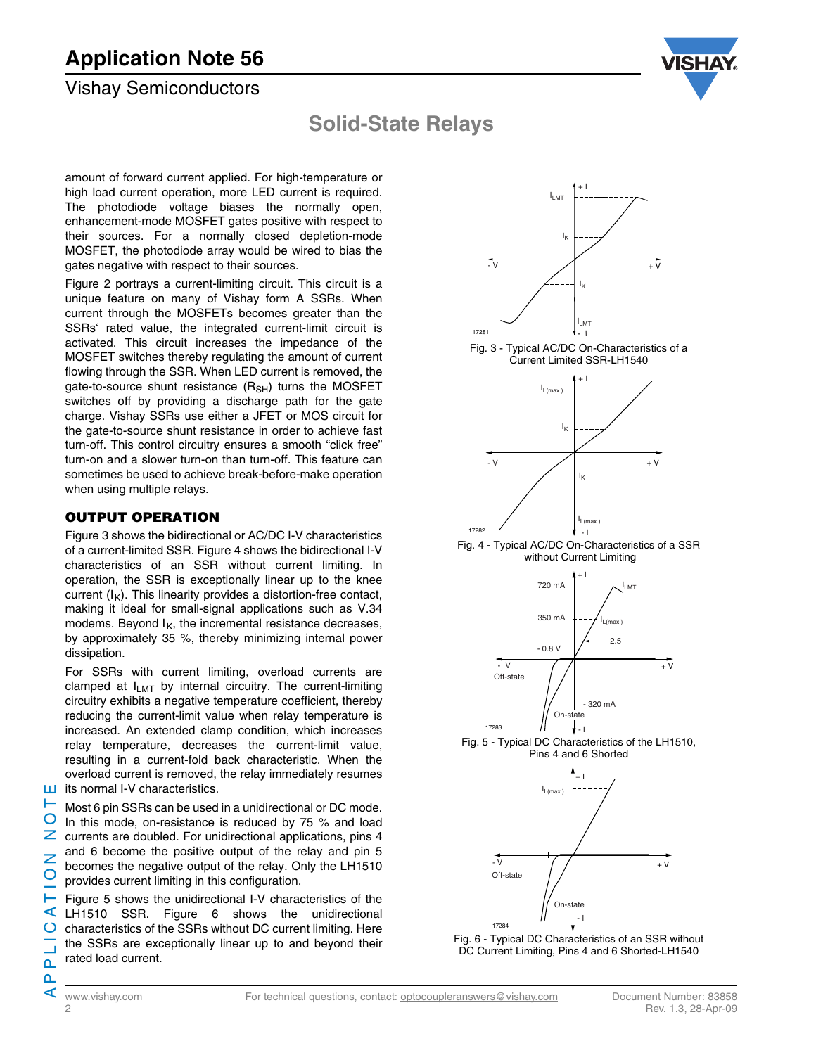amount of forward current applied. For high-temperature or high load current operation, more LED current is required. The photodiode voltage biases the normally open, enhancement-mode MOSFET gates positive with respect to their sources. For a normally closed depletion-mode MOSFET, the photodiode array would be wired to bias the gates negative with respect to their sources.

Figure 2 portrays a current-limiting circuit. This circuit is a unique feature on many of Vishay form A SSRs. When current through the MOSFETs becomes greater than the SSRs' rated value, the integrated current-limit circuit is activated. This circuit increases the impedance of the MOSFET switches thereby regulating the amount of current flowing through the SSR. When LED current is removed, the gate-to-source shunt resistance ($R_{SH}$) turns the MOSFET switches off by providing a discharge path for the gate charge. Vishay SSRs use either a JFET or MOS circuit for the gate-to-source shunt resistance in order to achieve fast turn-off. This control circuitry ensures a smooth “click free” turn-on and a slower turn-on than turn-off. This feature can sometimes be used to achieve break-before-make operation when using multiple relays.

## OUTPUT OPERATION

Figure 3 shows the bidirectional or AC/DC I-V characteristics of a current-limited SSR. Figure 4 shows the bidirectional I-V characteristics of an SSR without current limiting. In operation, the SSR is exceptionally linear up to the knee current ($I_K$). This linearity provides a distortion-free contact, making it ideal for small-signal applications such as V.34 modems. Beyond $I_K$, the incremental resistance decreases, by approximately 35 %, thereby minimizing internal power dissipation.

For SSRs with current limiting, overload currents are clamped at $I_{LMT}$ by internal circuitry. The current-limiting circuitry exhibits a negative temperature coefficient, thereby reducing the current-limit value when relay temperature is increased. An extended clamp condition, which increases relay temperature, decreases the current-limit value, resulting in a current-fold back characteristic. When the overload current is removed, the relay immediately resumes its normal I-V characteristics.

Most 6 pin SSRs can be used in a unidirectional or DC mode. In this mode, on-resistance is reduced by 75 % and load currents are doubled. For unidirectional applications, pins 4 and 6 become the positive output of the relay and pin 5 becomes the negative output of the relay. Only the LH1510 provides current limiting in this configuration.

Figure 5 shows the unidirectional I-V characteristics of the LH1510 SSR. Figure 6 shows the unidirectional characteristics of the SSRs without DC current limiting. Here the SSRs are exceptionally linear up to and beyond their rated load current.

+ I
$I_{LMT}$
$I_K$
- V
+ V
$I_K$
$I_{LMT}$
17281
- I

Fig. 3 - Typical AC/DC On-Characteristics of a Current Limited SSR-LH1540

+ I
$I_{L(max.)}$
$I_K$
- V
+ V
$I_K$
$I_{L(max.)}$
17282
- I

Fig. 4 - Typical AC/DC On-Characteristics of a SSR without Current Limiting

+ I
720 mA
$I_{LMT}$
350 mA
$I_{L(max.)}$
2.5
- 0.8 V
- V
+ V
Off-state
- 320 mA
On-state
17283
- I

Fig. 5 - Typical DC Characteristics of the LH1510, Pins 4 and 6 Shorted

+ I
$I_{L(max.)}$
- V
+ V
Off-state
On-state
17284
- I

Fig. 6 - Typical DC Characteristics of an SSR without DC Current Limiting, Pins 4 and 6 Shorted-LH1540